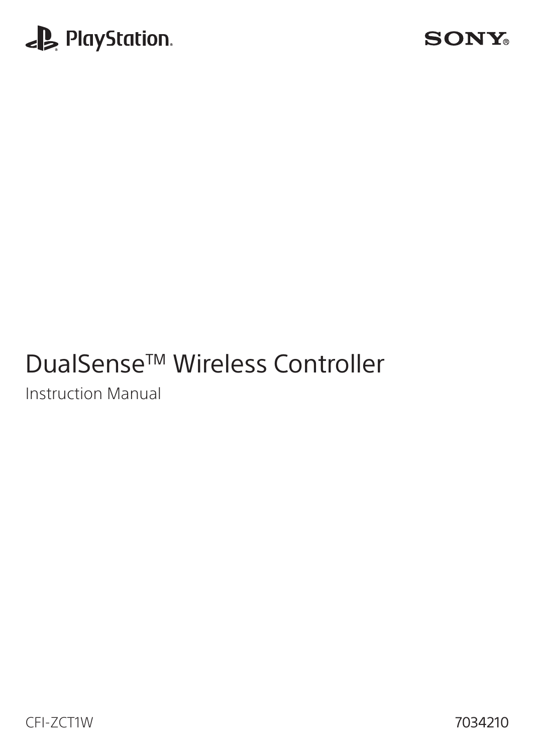PlayStation

SONY

# DualSense™ Wireless Controller

Instruction Manual

CFI-ZCT1W

7034210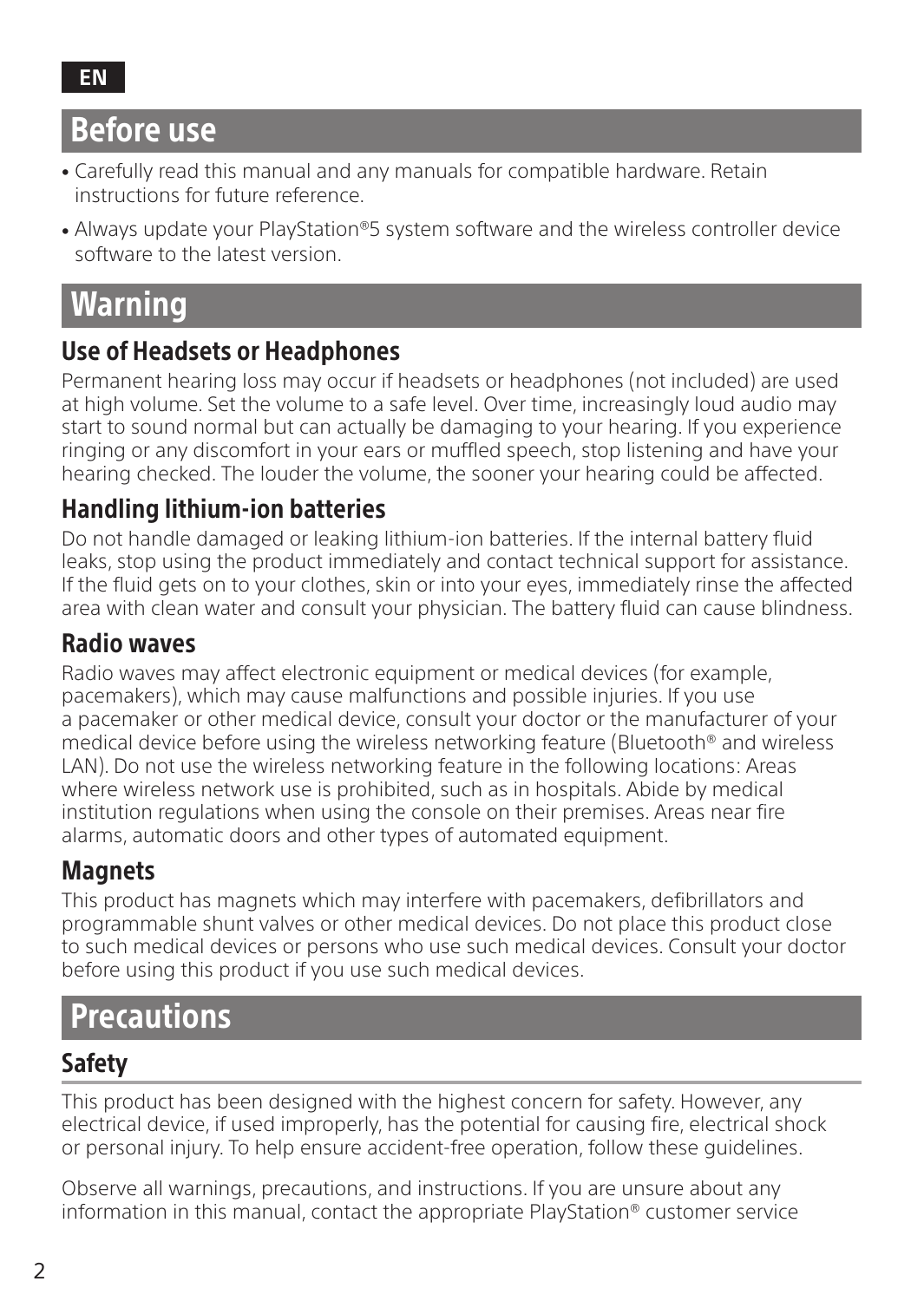EN

# Before use

- Carefully read this manual and any manuals for compatible hardware. Retain instructions for future reference.
- Always update your PlayStation®5 system software and the wireless controller device software to the latest version.

# Warning

## Use of Headsets or Headphones

Permanent hearing loss may occur if headsets or headphones (not included) are used at high volume. Set the volume to a safe level. Over time, increasingly loud audio may start to sound normal but can actually be damaging to your hearing. If you experience ringing or any discomfort in your ears or muffled speech, stop listening and have your hearing checked. The louder the volume, the sooner your hearing could be affected.

## Handling lithium-ion batteries

Do not handle damaged or leaking lithium-ion batteries. If the internal battery fluid leaks, stop using the product immediately and contact technical support for assistance. If the fluid gets on to your clothes, skin or into your eyes, immediately rinse the affected area with clean water and consult your physician. The battery fluid can cause blindness.

## Radio waves

Radio waves may affect electronic equipment or medical devices (for example, pacemakers), which may cause malfunctions and possible injuries. If you use a pacemaker or other medical device, consult your doctor or the manufacturer of your medical device before using the wireless networking feature (Bluetooth® and wireless LAN). Do not use the wireless networking feature in the following locations: Areas where wireless network use is prohibited, such as in hospitals. Abide by medical institution regulations when using the console on their premises. Areas near fire alarms, automatic doors and other types of automated equipment.

## Magnets

This product has magnets which may interfere with pacemakers, defibrillators and programmable shunt valves or other medical devices. Do not place this product close to such medical devices or persons who use such medical devices. Consult your doctor before using this product if you use such medical devices.

# Precautions

## Safety

This product has been designed with the highest concern for safety. However, any electrical device, if used improperly, has the potential for causing fire, electrical shock or personal injury. To help ensure accident-free operation, follow these guidelines.

Observe all warnings, precautions, and instructions. If you are unsure about any information in this manual, contact the appropriate PlayStation® customer service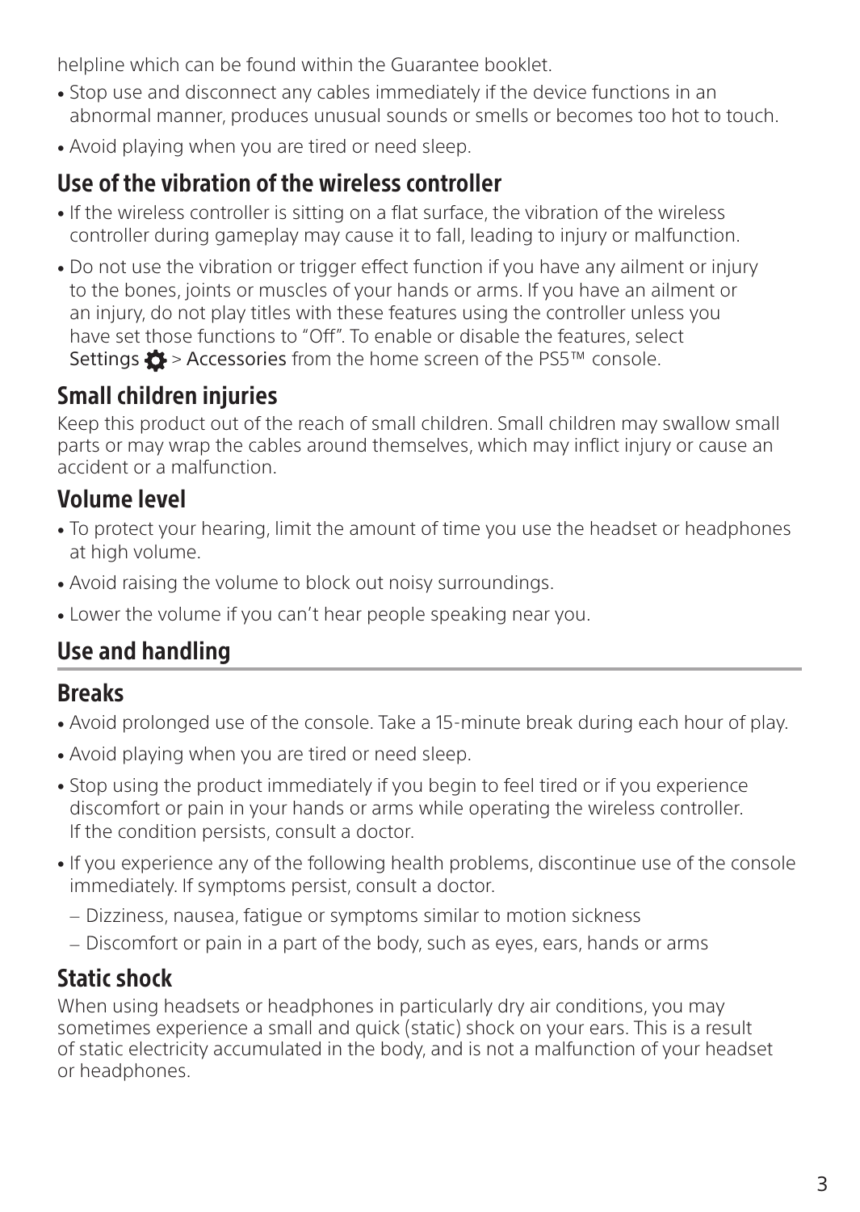helpline which can be found within the Guarantee booklet.

- Stop use and disconnect any cables immediately if the device functions in an abnormal manner, produces unusual sounds or smells or becomes too hot to touch.
- Avoid playing when you are tired or need sleep.

### Use of the vibration of the wireless controller

- If the wireless controller is sitting on a flat surface, the vibration of the wireless controller during gameplay may cause it to fall, leading to injury or malfunction.
- Do not use the vibration or trigger effect function if you have any ailment or injury to the bones, joints or muscles of your hands or arms. If you have an ailment or an injury, do not play titles with these features using the controller unless you have set those functions to "Off". To enable or disable the features, select Settings > Accessories from the home screen of the PS5™ console.

### Small children injuries

Keep this product out of the reach of small children. Small children may swallow small parts or may wrap the cables around themselves, which may inflict injury or cause an accident or a malfunction.

### Volume level

- To protect your hearing, limit the amount of time you use the headset or headphones at high volume.
- Avoid raising the volume to block out noisy surroundings.
- Lower the volume if you can't hear people speaking near you.

## Use and handling

### Breaks

- Avoid prolonged use of the console. Take a 15-minute break during each hour of play.
- Avoid playing when you are tired or need sleep.
- Stop using the product immediately if you begin to feel tired or if you experience discomfort or pain in your hands or arms while operating the wireless controller. If the condition persists, consult a doctor.
- If you experience any of the following health problems, discontinue use of the console immediately. If symptoms persist, consult a doctor.
  - Dizziness, nausea, fatigue or symptoms similar to motion sickness
  - Discomfort or pain in a part of the body, such as eyes, ears, hands or arms

### Static shock

When using headsets or headphones in particularly dry air conditions, you may sometimes experience a small and quick (static) shock on your ears. This is a result of static electricity accumulated in the body, and is not a malfunction of your headset or headphones.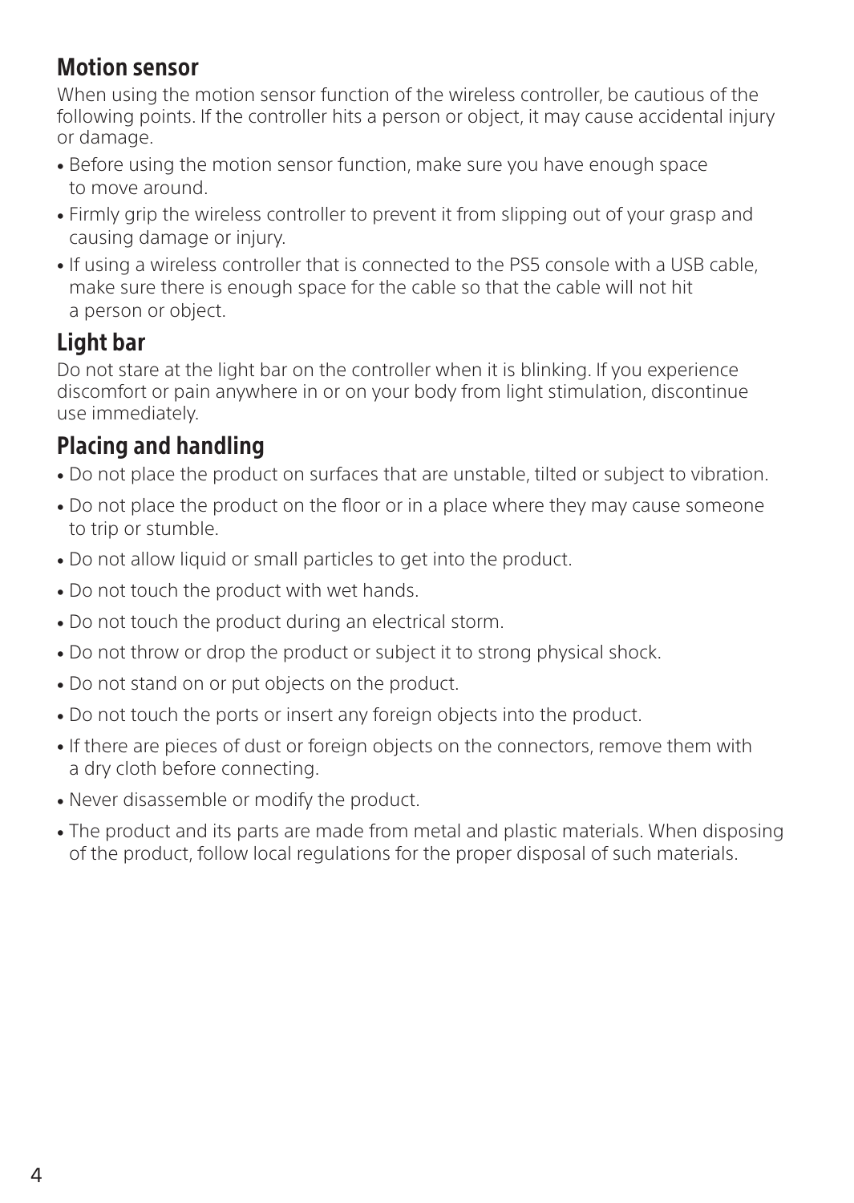## Motion sensor

When using the motion sensor function of the wireless controller, be cautious of the following points. If the controller hits a person or object, it may cause accidental injury or damage.

- Before using the motion sensor function, make sure you have enough space to move around.
- Firmly grip the wireless controller to prevent it from slipping out of your grasp and causing damage or injury.
- If using a wireless controller that is connected to the PS5 console with a USB cable, make sure there is enough space for the cable so that the cable will not hit a person or object.

## Light bar

Do not stare at the light bar on the controller when it is blinking. If you experience discomfort or pain anywhere in or on your body from light stimulation, discontinue use immediately.

## Placing and handling

- Do not place the product on surfaces that are unstable, tilted or subject to vibration.
- Do not place the product on the floor or in a place where they may cause someone to trip or stumble.
- Do not allow liquid or small particles to get into the product.
- Do not touch the product with wet hands.
- Do not touch the product during an electrical storm.
- Do not throw or drop the product or subject it to strong physical shock.
- Do not stand on or put objects on the product.
- Do not touch the ports or insert any foreign objects into the product.
- If there are pieces of dust or foreign objects on the connectors, remove them with a dry cloth before connecting.
- Never disassemble or modify the product.
- The product and its parts are made from metal and plastic materials. When disposing of the product, follow local regulations for the proper disposal of such materials.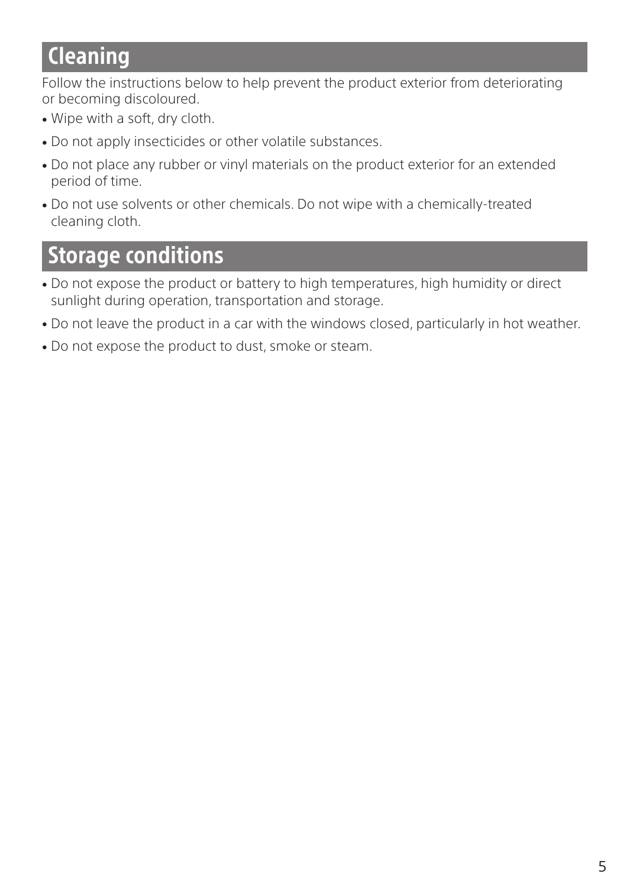## Cleaning

Follow the instructions below to help prevent the product exterior from deteriorating or becoming discoloured.

- Wipe with a soft, dry cloth.
- Do not apply insecticides or other volatile substances.
- Do not place any rubber or vinyl materials on the product exterior for an extended period of time.
- Do not use solvents or other chemicals. Do not wipe with a chemically-treated cleaning cloth.

## Storage conditions

- Do not expose the product or battery to high temperatures, high humidity or direct sunlight during operation, transportation and storage.
- Do not leave the product in a car with the windows closed, particularly in hot weather.
- Do not expose the product to dust, smoke or steam.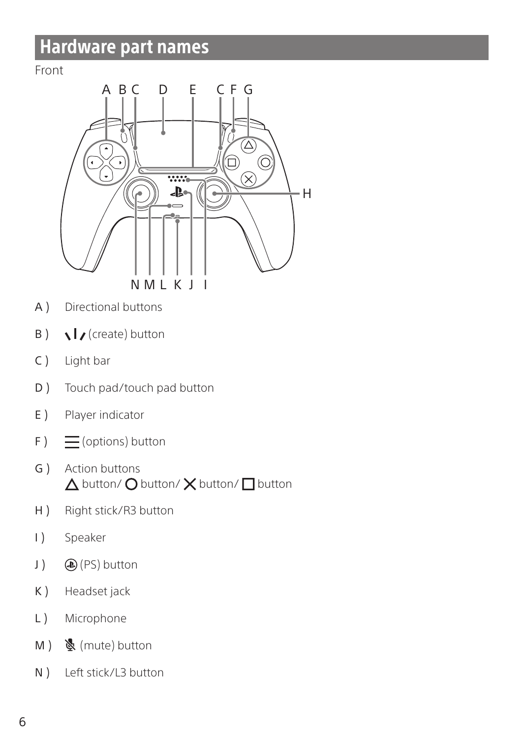# Hardware part names

Front

A ) Directional buttons

B ) (create) button

C ) Light bar

D ) Touch pad/touch pad button

E ) Player indicator

F ) (options) button

G ) Action buttons
△ button/ ○ button/ ✕ button/ □ button

H ) Right stick/R3 button

I ) Speaker

J ) (PS) button

K ) Headset jack

L ) Microphone

M ) (mute) button

N ) Left stick/L3 button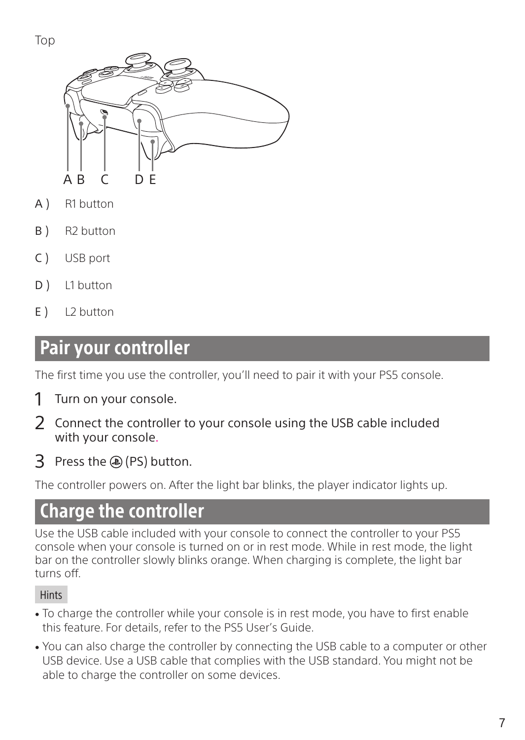Top

A B C D E

A ) R1 button

B ) R2 button

C ) USB port

D ) L1 button

E ) L2 button

## Pair your controller

The first time you use the controller, you'll need to pair it with your PS5 console.

1. Turn on your console.
2. Connect the controller to your console using the USB cable included with your console.
3. Press the (PS) button.

The controller powers on. After the light bar blinks, the player indicator lights up.

## Charge the controller

Use the USB cable included with your console to connect the controller to your PS5 console when your console is turned on or in rest mode. While in rest mode, the light bar on the controller slowly blinks orange. When charging is complete, the light bar turns off.

Hints

- To charge the controller while your console is in rest mode, you have to first enable this feature. For details, refer to the PS5 User's Guide.
- You can also charge the controller by connecting the USB cable to a computer or other USB device. Use a USB cable that complies with the USB standard. You might not be able to charge the controller on some devices.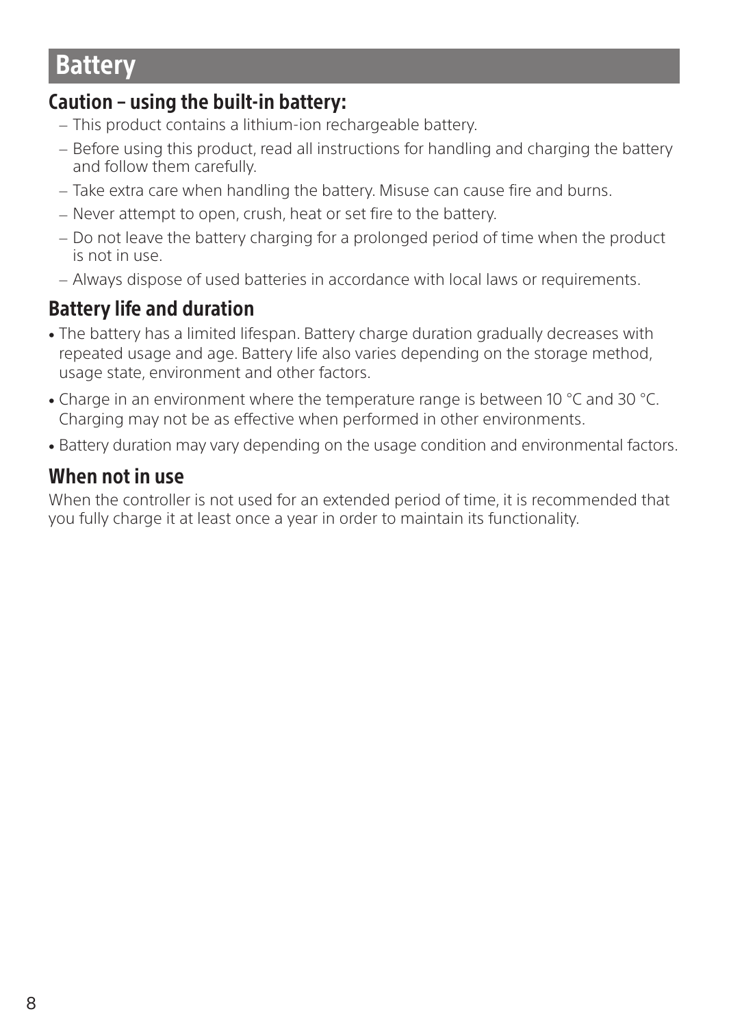# Battery

## Caution – using the built-in battery:

- This product contains a lithium-ion rechargeable battery.
- Before using this product, read all instructions for handling and charging the battery and follow them carefully.
- Take extra care when handling the battery. Misuse can cause fire and burns.
- Never attempt to open, crush, heat or set fire to the battery.
- Do not leave the battery charging for a prolonged period of time when the product is not in use.
- Always dispose of used batteries in accordance with local laws or requirements.

## Battery life and duration

- The battery has a limited lifespan. Battery charge duration gradually decreases with repeated usage and age. Battery life also varies depending on the storage method, usage state, environment and other factors.
- Charge in an environment where the temperature range is between 10 °C and 30 °C. Charging may not be as effective when performed in other environments.
- Battery duration may vary depending on the usage condition and environmental factors.

## When not in use

When the controller is not used for an extended period of time, it is recommended that you fully charge it at least once a year in order to maintain its functionality.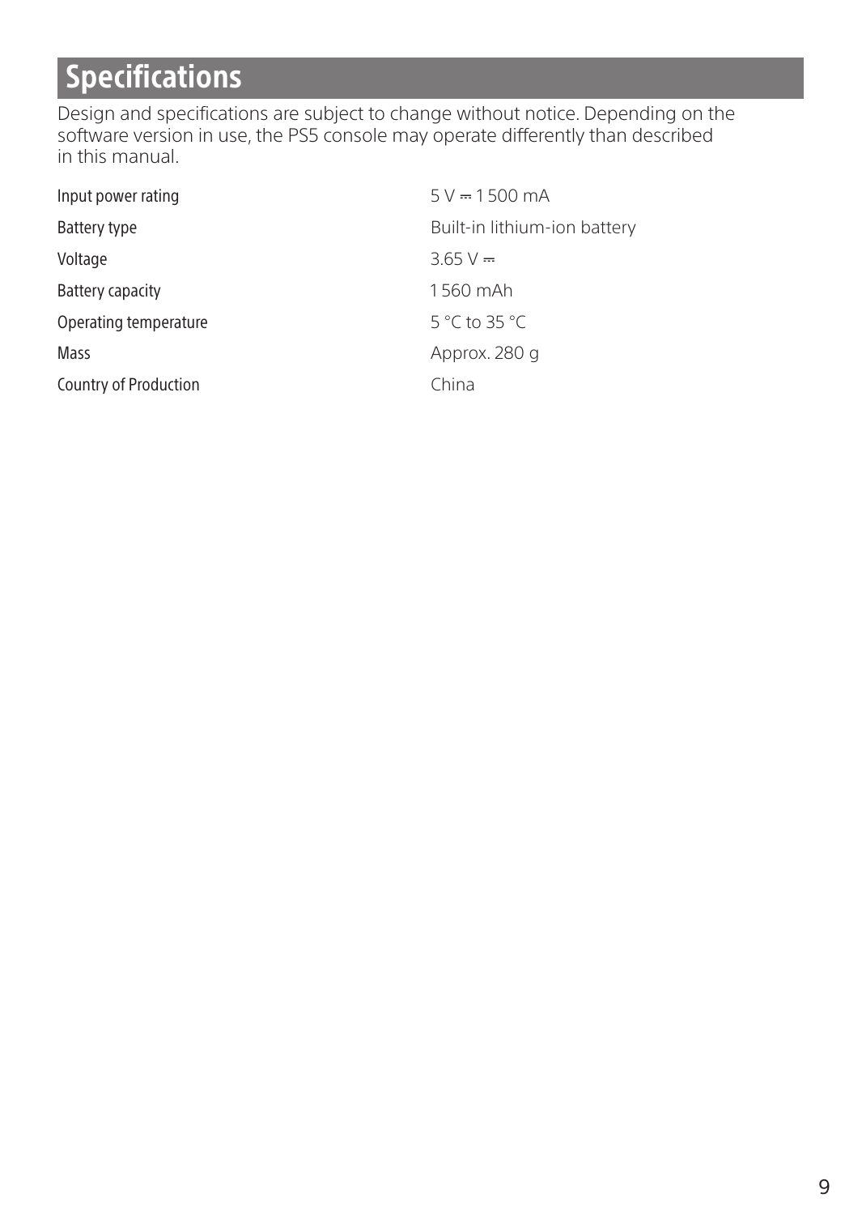# Specifications

Design and specifications are subject to change without notice. Depending on the software version in use, the PS5 console may operate differently than described in this manual.

| | |
|---|---|
| Input power rating | 5 V ⎓ 1 500 mA |
| Battery type | Built-in lithium-ion battery |
| Voltage | 3.65 V ⎓ |
| Battery capacity | 1 560 mAh |
| Operating temperature | 5 °C to 35 °C |
| Mass | Approx. 280 g |
| Country of Production | China |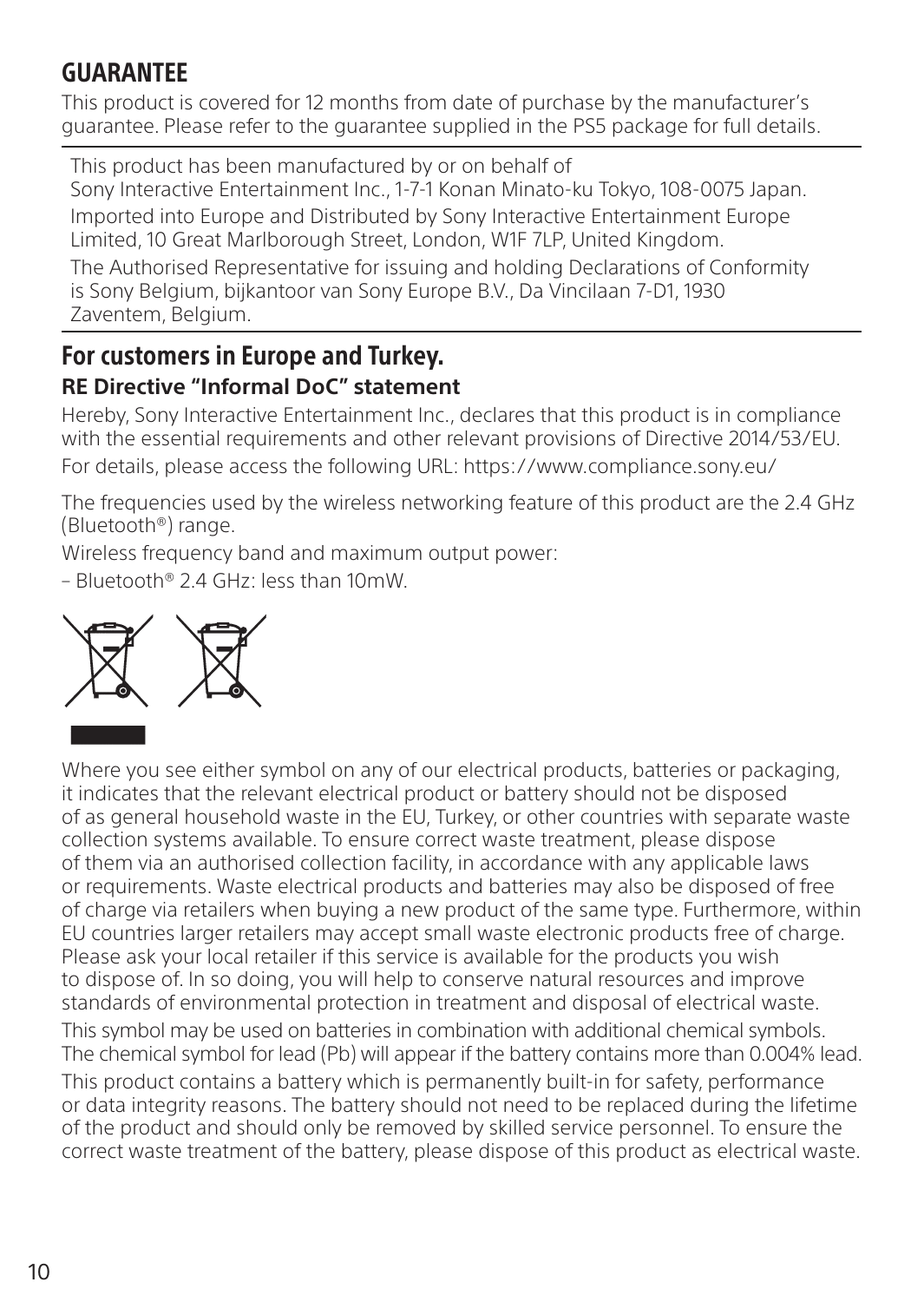## GUARANTEE

This product is covered for 12 months from date of purchase by the manufacturer's guarantee. Please refer to the guarantee supplied in the PS5 package for full details.

---

This product has been manufactured by or on behalf of Sony Interactive Entertainment Inc., 1-7-1 Konan Minato-ku Tokyo, 108-0075 Japan.

Imported into Europe and Distributed by Sony Interactive Entertainment Europe Limited, 10 Great Marlborough Street, London, W1F 7LP, United Kingdom.

The Authorised Representative for issuing and holding Declarations of Conformity is Sony Belgium, bijkantoor van Sony Europe B.V., Da Vincilaan 7-D1, 1930 Zaventem, Belgium.

---

## For customers in Europe and Turkey.

### RE Directive "Informal DoC" statement

Hereby, Sony Interactive Entertainment Inc., declares that this product is in compliance with the essential requirements and other relevant provisions of Directive 2014/53/EU.

For details, please access the following URL: https://www.compliance.sony.eu/

The frequencies used by the wireless networking feature of this product are the 2.4 GHz (Bluetooth®) range.

Wireless frequency band and maximum output power:

– Bluetooth® 2.4 GHz: less than 10mW.

Where you see either symbol on any of our electrical products, batteries or packaging, it indicates that the relevant electrical product or battery should not be disposed of as general household waste in the EU, Turkey, or other countries with separate waste collection systems available. To ensure correct waste treatment, please dispose of them via an authorised collection facility, in accordance with any applicable laws or requirements. Waste electrical products and batteries may also be disposed of free of charge via retailers when buying a new product of the same type. Furthermore, within EU countries larger retailers may accept small waste electronic products free of charge. Please ask your local retailer if this service is available for the products you wish to dispose of. In so doing, you will help to conserve natural resources and improve standards of environmental protection in treatment and disposal of electrical waste.

This symbol may be used on batteries in combination with additional chemical symbols. The chemical symbol for lead (Pb) will appear if the battery contains more than 0.004% lead.

This product contains a battery which is permanently built-in for safety, performance or data integrity reasons. The battery should not need to be replaced during the lifetime of the product and should only be removed by skilled service personnel. To ensure the correct waste treatment of the battery, please dispose of this product as electrical waste.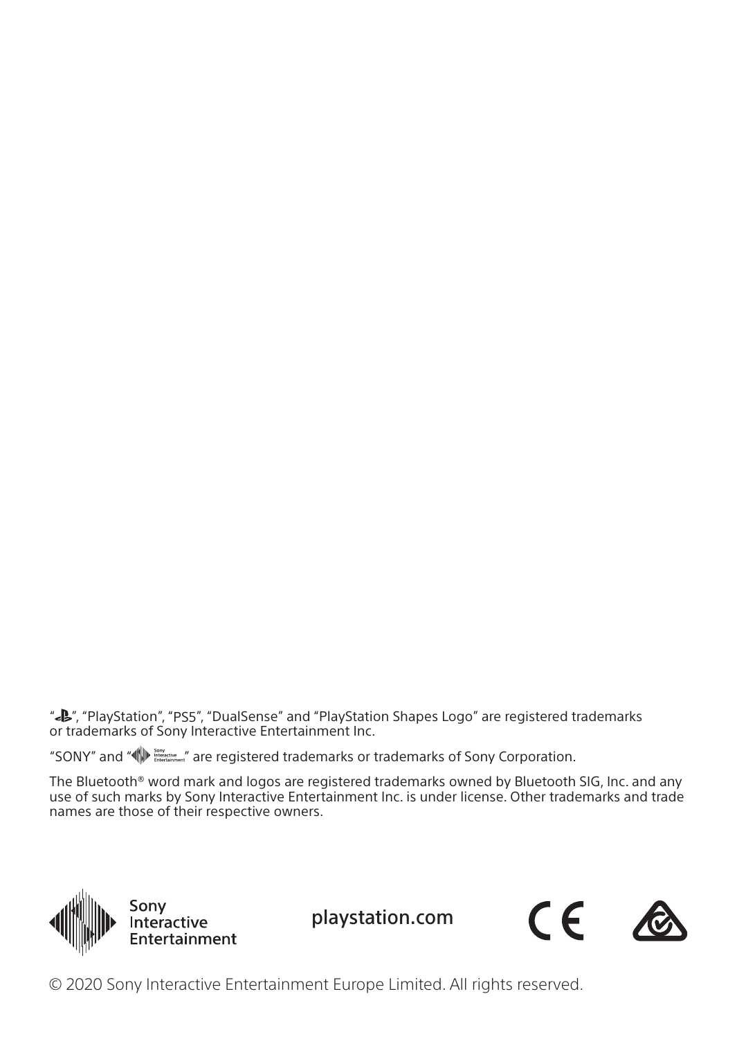"", "PlayStation", "PS5", "DualSense" and "PlayStation Shapes Logo" are registered trademarks or trademarks of Sony Interactive Entertainment Inc.

"SONY" and "Sony Interactive Entertainment" are registered trademarks or trademarks of Sony Corporation.

The Bluetooth® word mark and logos are registered trademarks owned by Bluetooth SIG, Inc. and any use of such marks by Sony Interactive Entertainment Inc. is under license. Other trademarks and trade names are those of their respective owners.

Sony
Interactive
Entertainment

playstation.com

© 2020 Sony Interactive Entertainment Europe Limited. All rights reserved.